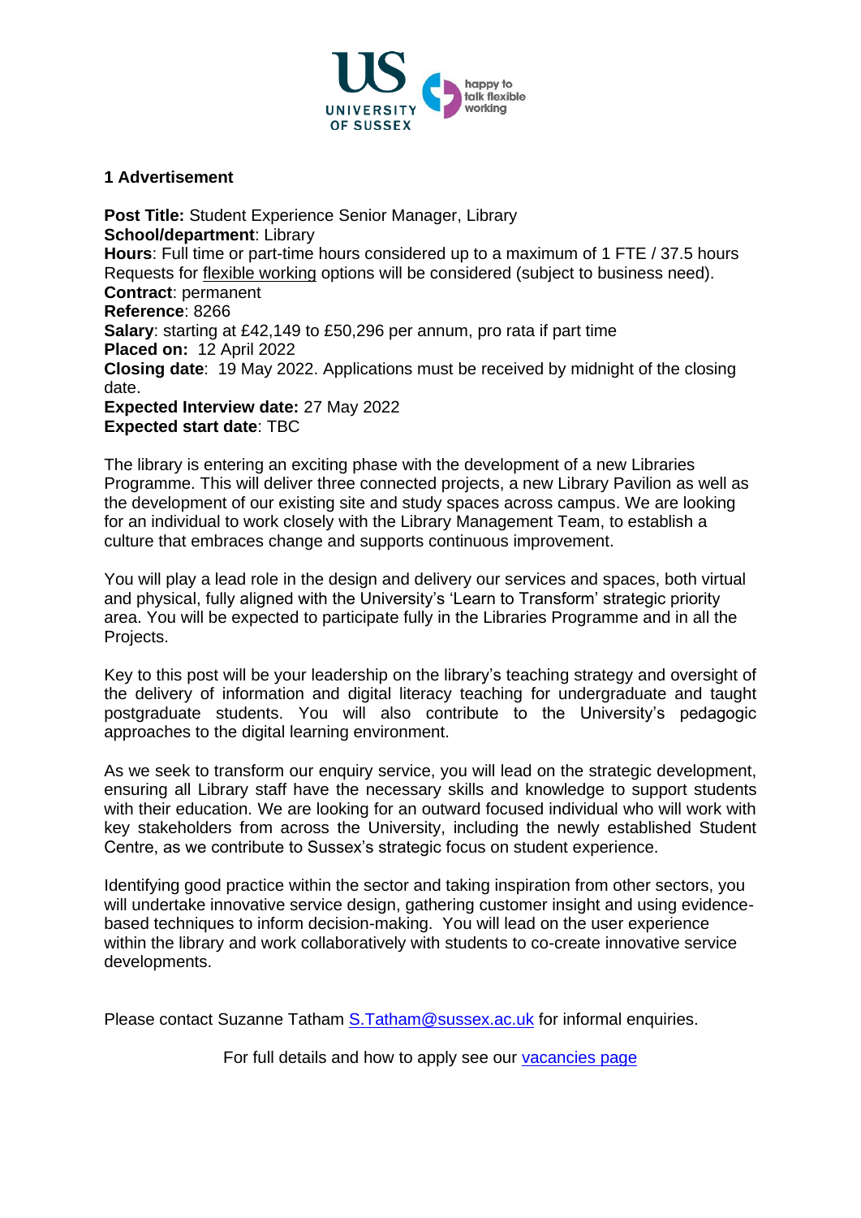## 1 Advertisement

**Post Title:** Student Experience Senior Manager, Library
**School/department**: Library
**Hours**: Full time or part-time hours considered up to a maximum of 1 FTE / 37.5 hours
Requests for flexible working options will be considered (subject to business need).
**Contract**: permanent
**Reference**: 8266
**Salary**: starting at £42,149 to £50,296 per annum, pro rata if part time
**Placed on:** 12 April 2022
**Closing date**: 19 May 2022. Applications must be received by midnight of the closing date.
**Expected Interview date:** 27 May 2022
**Expected start date**: TBC

The library is entering an exciting phase with the development of a new Libraries Programme. This will deliver three connected projects, a new Library Pavilion as well as the development of our existing site and study spaces across campus. We are looking for an individual to work closely with the Library Management Team, to establish a culture that embraces change and supports continuous improvement.

You will play a lead role in the design and delivery our services and spaces, both virtual and physical, fully aligned with the University's 'Learn to Transform' strategic priority area. You will be expected to participate fully in the Libraries Programme and in all the Projects.

Key to this post will be your leadership on the library's teaching strategy and oversight of the delivery of information and digital literacy teaching for undergraduate and taught postgraduate students. You will also contribute to the University's pedagogic approaches to the digital learning environment.

As we seek to transform our enquiry service, you will lead on the strategic development, ensuring all Library staff have the necessary skills and knowledge to support students with their education. We are looking for an outward focused individual who will work with key stakeholders from across the University, including the newly established Student Centre, as we contribute to Sussex's strategic focus on student experience.

Identifying good practice within the sector and taking inspiration from other sectors, you will undertake innovative service design, gathering customer insight and using evidence-based techniques to inform decision-making. You will lead on the user experience within the library and work collaboratively with students to co-create innovative service developments.

Please contact Suzanne Tatham S.Tatham@sussex.ac.uk for informal enquiries.

For full details and how to apply see our vacancies page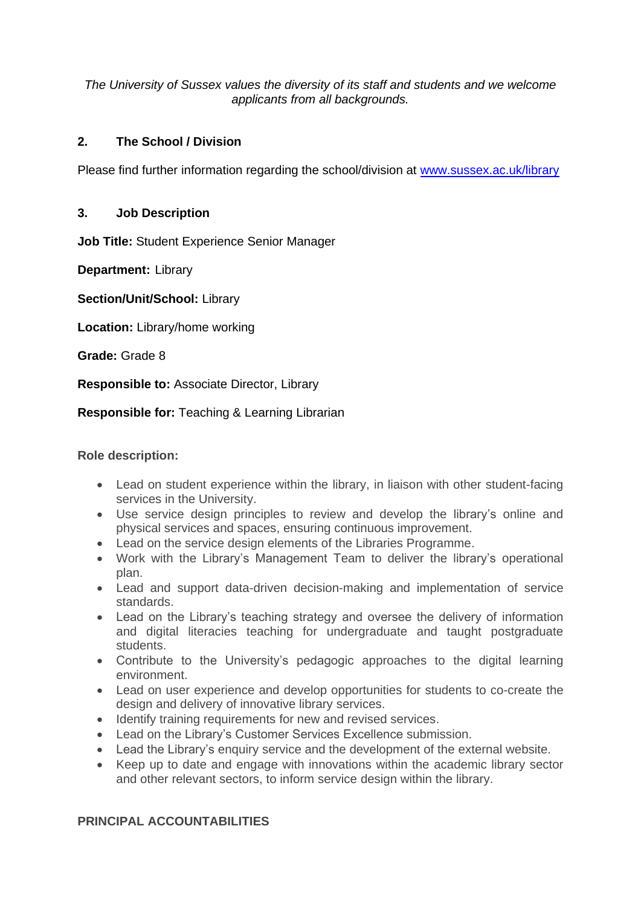*The University of Sussex values the diversity of its staff and students and we welcome applicants from all backgrounds.*

## 2. The School / Division

Please find further information regarding the school/division at [www.sussex.ac.uk/library](http://www.sussex.ac.uk/library)

## 3. Job Description

**Job Title:** Student Experience Senior Manager

**Department:** Library

**Section/Unit/School:** Library

**Location:** Library/home working

**Grade:** Grade 8

**Responsible to:** Associate Director, Library

**Responsible for:** Teaching & Learning Librarian

**Role description:**

- Lead on student experience within the library, in liaison with other student-facing services in the University.
- Use service design principles to review and develop the library's online and physical services and spaces, ensuring continuous improvement.
- Lead on the service design elements of the Libraries Programme.
- Work with the Library's Management Team to deliver the library's operational plan.
- Lead and support data-driven decision-making and implementation of service standards.
- Lead on the Library's teaching strategy and oversee the delivery of information and digital literacies teaching for undergraduate and taught postgraduate students.
- Contribute to the University's pedagogic approaches to the digital learning environment.
- Lead on user experience and develop opportunities for students to co-create the design and delivery of innovative library services.
- Identify training requirements for new and revised services.
- Lead on the Library's Customer Services Excellence submission.
- Lead the Library's enquiry service and the development of the external website.
- Keep up to date and engage with innovations within the academic library sector and other relevant sectors, to inform service design within the library.

**PRINCIPAL ACCOUNTABILITIES**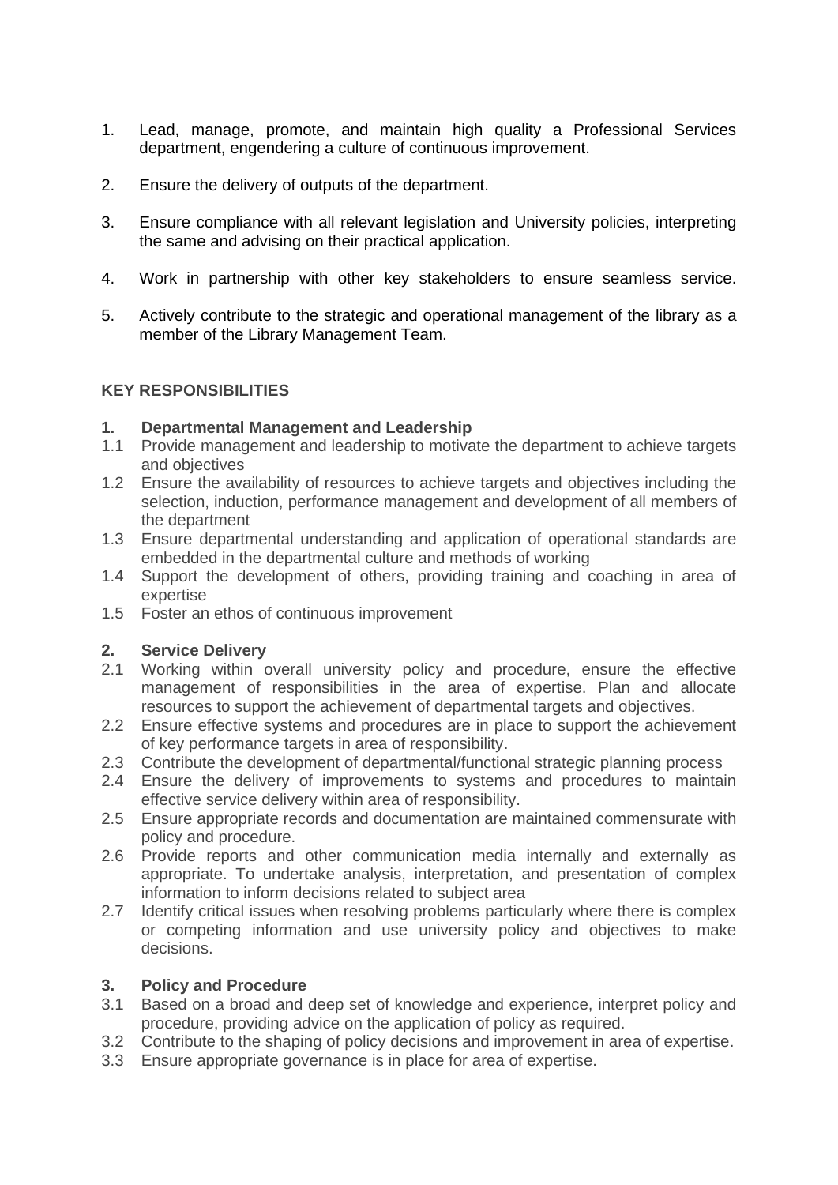1. Lead, manage, promote, and maintain high quality a Professional Services department, engendering a culture of continuous improvement.

2. Ensure the delivery of outputs of the department.

3. Ensure compliance with all relevant legislation and University policies, interpreting the same and advising on their practical application.

4. Work in partnership with other key stakeholders to ensure seamless service.

5. Actively contribute to the strategic and operational management of the library as a member of the Library Management Team.

## KEY RESPONSIBILITIES

**1. Departmental Management and Leadership**

1.1 Provide management and leadership to motivate the department to achieve targets and objectives

1.2 Ensure the availability of resources to achieve targets and objectives including the selection, induction, performance management and development of all members of the department

1.3 Ensure departmental understanding and application of operational standards are embedded in the departmental culture and methods of working

1.4 Support the development of others, providing training and coaching in area of expertise

1.5 Foster an ethos of continuous improvement

**2. Service Delivery**

2.1 Working within overall university policy and procedure, ensure the effective management of responsibilities in the area of expertise. Plan and allocate resources to support the achievement of departmental targets and objectives.

2.2 Ensure effective systems and procedures are in place to support the achievement of key performance targets in area of responsibility.

2.3 Contribute the development of departmental/functional strategic planning process

2.4 Ensure the delivery of improvements to systems and procedures to maintain effective service delivery within area of responsibility.

2.5 Ensure appropriate records and documentation are maintained commensurate with policy and procedure.

2.6 Provide reports and other communication media internally and externally as appropriate. To undertake analysis, interpretation, and presentation of complex information to inform decisions related to subject area

2.7 Identify critical issues when resolving problems particularly where there is complex or competing information and use university policy and objectives to make decisions.

**3. Policy and Procedure**

3.1 Based on a broad and deep set of knowledge and experience, interpret policy and procedure, providing advice on the application of policy as required.

3.2 Contribute to the shaping of policy decisions and improvement in area of expertise.

3.3 Ensure appropriate governance is in place for area of expertise.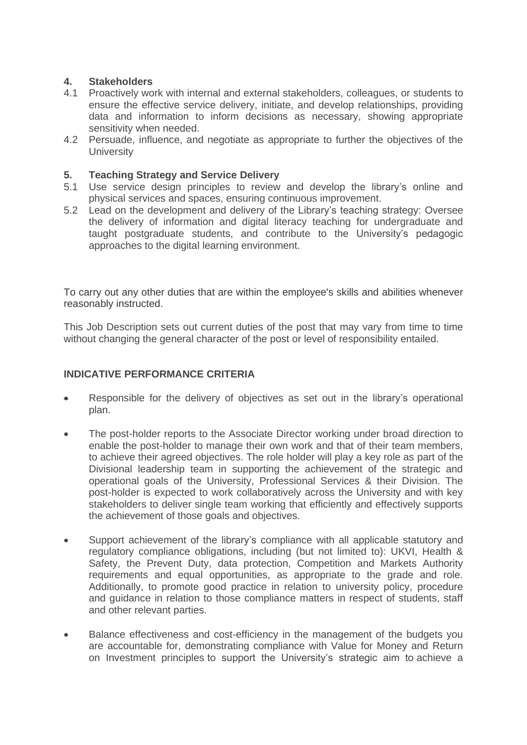## 4. Stakeholders

4.1 Proactively work with internal and external stakeholders, colleagues, or students to ensure the effective service delivery, initiate, and develop relationships, providing data and information to inform decisions as necessary, showing appropriate sensitivity when needed.

4.2 Persuade, influence, and negotiate as appropriate to further the objectives of the University

## 5. Teaching Strategy and Service Delivery

5.1 Use service design principles to review and develop the library's online and physical services and spaces, ensuring continuous improvement.

5.2 Lead on the development and delivery of the Library's teaching strategy: Oversee the delivery of information and digital literacy teaching for undergraduate and taught postgraduate students, and contribute to the University's pedagogic approaches to the digital learning environment.

To carry out any other duties that are within the employee's skills and abilities whenever reasonably instructed.

This Job Description sets out current duties of the post that may vary from time to time without changing the general character of the post or level of responsibility entailed.

## INDICATIVE PERFORMANCE CRITERIA

- Responsible for the delivery of objectives as set out in the library's operational plan.

- The post-holder reports to the Associate Director working under broad direction to enable the post-holder to manage their own work and that of their team members, to achieve their agreed objectives. The role holder will play a key role as part of the Divisional leadership team in supporting the achievement of the strategic and operational goals of the University, Professional Services & their Division. The post-holder is expected to work collaboratively across the University and with key stakeholders to deliver single team working that efficiently and effectively supports the achievement of those goals and objectives.

- Support achievement of the library's compliance with all applicable statutory and regulatory compliance obligations, including (but not limited to): UKVI, Health & Safety, the Prevent Duty, data protection, Competition and Markets Authority requirements and equal opportunities, as appropriate to the grade and role. Additionally, to promote good practice in relation to university policy, procedure and guidance in relation to those compliance matters in respect of students, staff and other relevant parties.

- Balance effectiveness and cost-efficiency in the management of the budgets you are accountable for, demonstrating compliance with Value for Money and Return on Investment principles to support the University's strategic aim to achieve a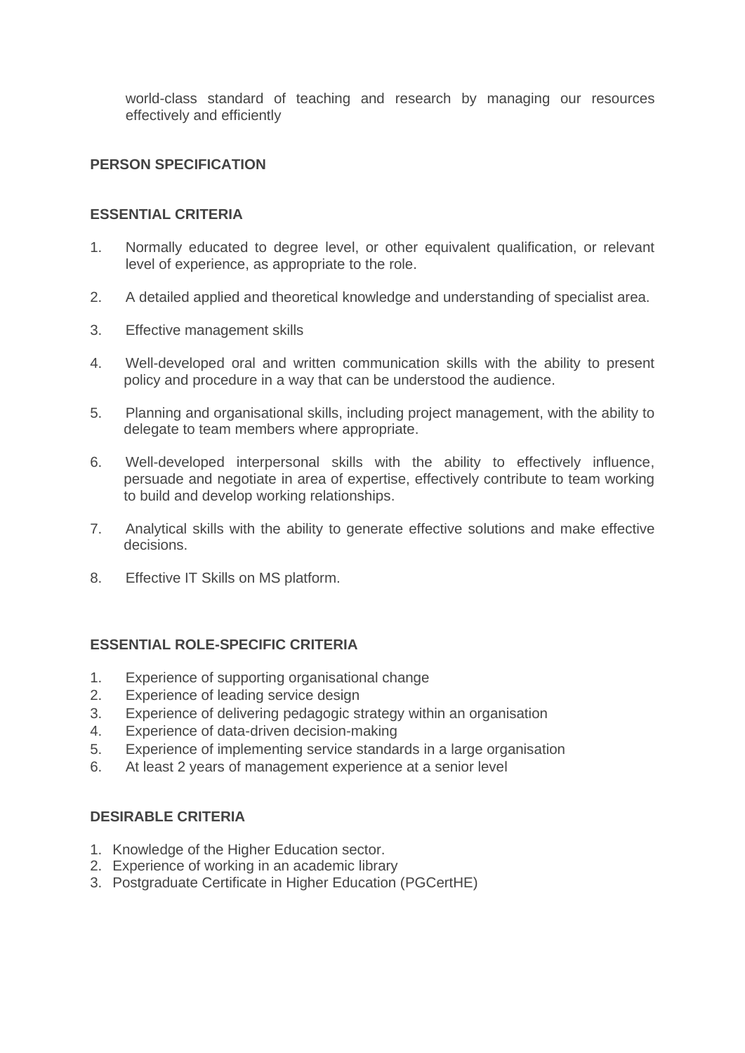world-class standard of teaching and research by managing our resources effectively and efficiently

**PERSON SPECIFICATION**

**ESSENTIAL CRITERIA**

1. Normally educated to degree level, or other equivalent qualification, or relevant level of experience, as appropriate to the role.
2. A detailed applied and theoretical knowledge and understanding of specialist area.
3. Effective management skills
4. Well-developed oral and written communication skills with the ability to present policy and procedure in a way that can be understood the audience.
5. Planning and organisational skills, including project management, with the ability to delegate to team members where appropriate.
6. Well-developed interpersonal skills with the ability to effectively influence, persuade and negotiate in area of expertise, effectively contribute to team working to build and develop working relationships.
7. Analytical skills with the ability to generate effective solutions and make effective decisions.
8. Effective IT Skills on MS platform.

**ESSENTIAL ROLE-SPECIFIC CRITERIA**

1. Experience of supporting organisational change
2. Experience of leading service design
3. Experience of delivering pedagogic strategy within an organisation
4. Experience of data-driven decision-making
5. Experience of implementing service standards in a large organisation
6. At least 2 years of management experience at a senior level

**DESIRABLE CRITERIA**

1. Knowledge of the Higher Education sector.
2. Experience of working in an academic library
3. Postgraduate Certificate in Higher Education (PGCertHE)